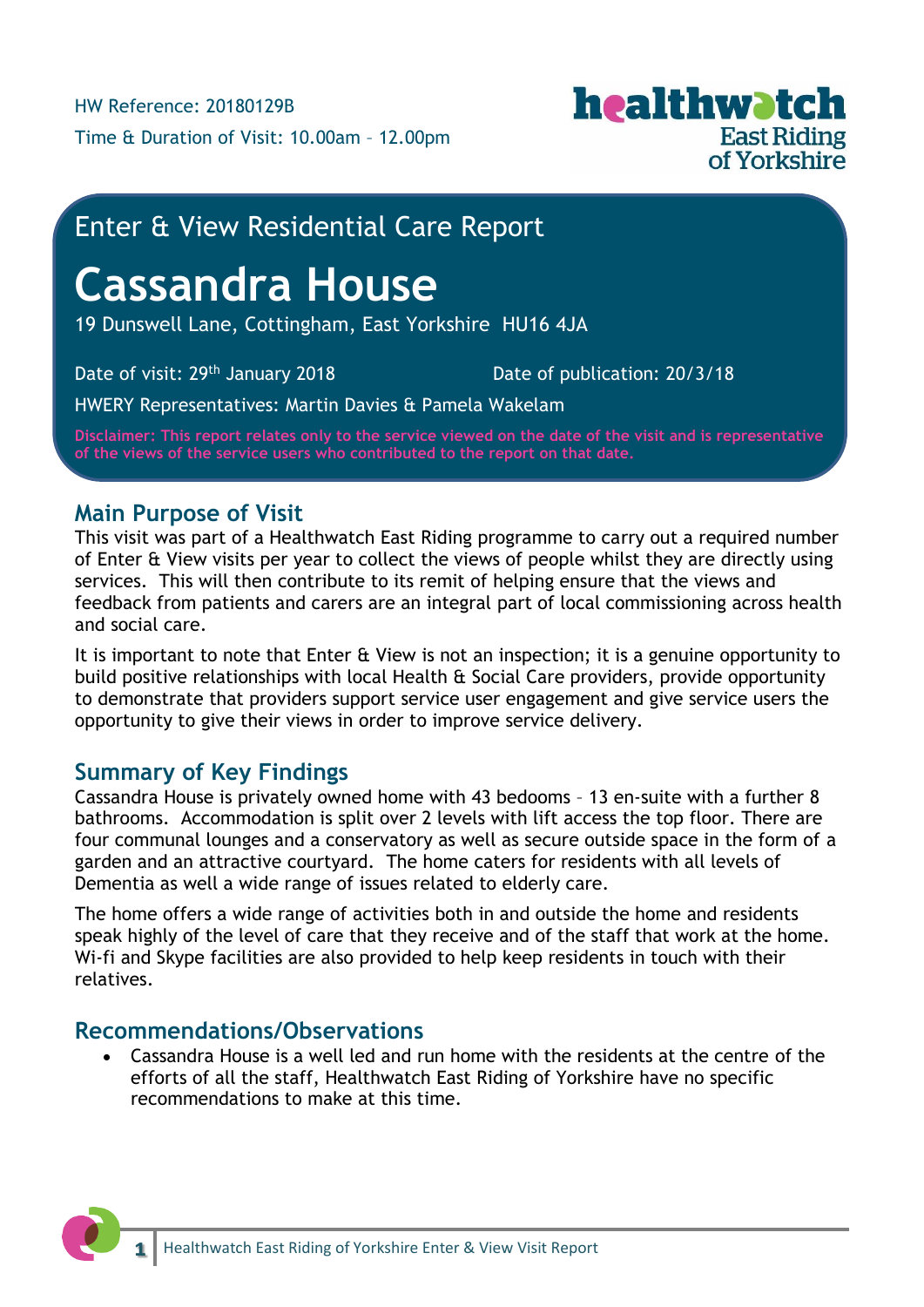HW Reference: 20180129B

Time & Duration of Visit: 10.00am – 12.00pm

healthwatch East Riding of Yorkshire

## Enter & View Residential Care Report

# Cassandra House

19 Dunswell Lane, Cottingham, East Yorkshire HU16 4JA

Date of visit: 29th January 2018

Date of publication: 20/3/18

HWERY Representatives: Martin Davies & Pamela Wakelam

**Disclaimer: This report relates only to the service viewed on the date of the visit and is representative of the views of the service users who contributed to the report on that date.**

## Main Purpose of Visit

This visit was part of a Healthwatch East Riding programme to carry out a required number of Enter & View visits per year to collect the views of people whilst they are directly using services. This will then contribute to its remit of helping ensure that the views and feedback from patients and carers are an integral part of local commissioning across health and social care.

It is important to note that Enter & View is not an inspection; it is a genuine opportunity to build positive relationships with local Health & Social Care providers, provide opportunity to demonstrate that providers support service user engagement and give service users the opportunity to give their views in order to improve service delivery.

## Summary of Key Findings

Cassandra House is privately owned home with 43 bedooms – 13 en-suite with a further 8 bathrooms. Accommodation is split over 2 levels with lift access the top floor. There are four communal lounges and a conservatory as well as secure outside space in the form of a garden and an attractive courtyard. The home caters for residents with all levels of Dementia as well a wide range of issues related to elderly care.

The home offers a wide range of activities both in and outside the home and residents speak highly of the level of care that they receive and of the staff that work at the home. Wi-fi and Skype facilities are also provided to help keep residents in touch with their relatives.

## Recommendations/Observations

- Cassandra House is a well led and run home with the residents at the centre of the efforts of all the staff, Healthwatch East Riding of Yorkshire have no specific recommendations to make at this time.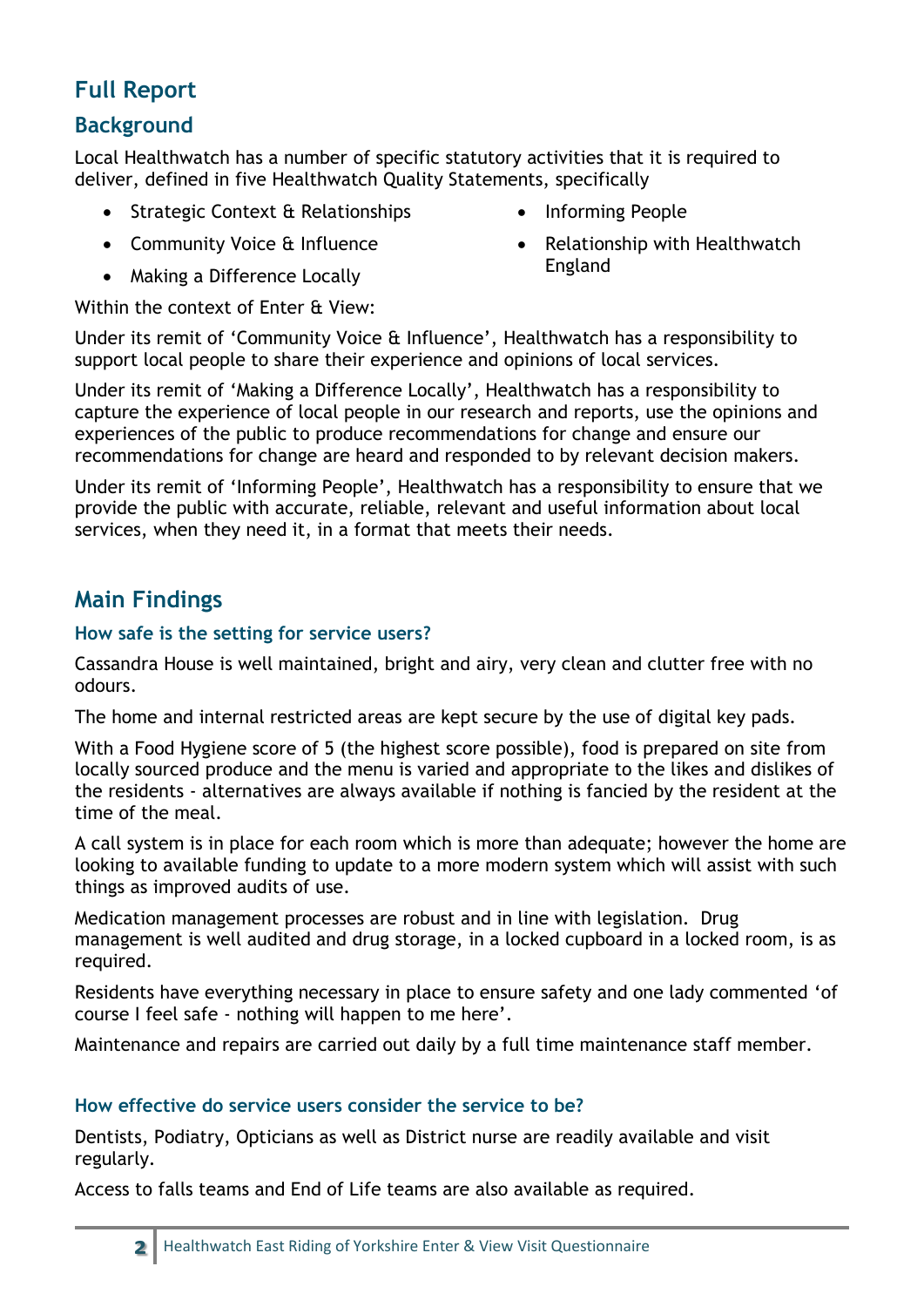# Full Report

## Background

Local Healthwatch has a number of specific statutory activities that it is required to deliver, defined in five Healthwatch Quality Statements, specifically

- Strategic Context & Relationships
- Community Voice & Influence
- Making a Difference Locally
- Informing People
- Relationship with Healthwatch England

Within the context of Enter & View:

Under its remit of 'Community Voice & Influence', Healthwatch has a responsibility to support local people to share their experience and opinions of local services.

Under its remit of 'Making a Difference Locally', Healthwatch has a responsibility to capture the experience of local people in our research and reports, use the opinions and experiences of the public to produce recommendations for change and ensure our recommendations for change are heard and responded to by relevant decision makers.

Under its remit of 'Informing People', Healthwatch has a responsibility to ensure that we provide the public with accurate, reliable, relevant and useful information about local services, when they need it, in a format that meets their needs.

## Main Findings

### How safe is the setting for service users?

Cassandra House is well maintained, bright and airy, very clean and clutter free with no odours.

The home and internal restricted areas are kept secure by the use of digital key pads.

With a Food Hygiene score of 5 (the highest score possible), food is prepared on site from locally sourced produce and the menu is varied and appropriate to the likes and dislikes of the residents - alternatives are always available if nothing is fancied by the resident at the time of the meal.

A call system is in place for each room which is more than adequate; however the home are looking to available funding to update to a more modern system which will assist with such things as improved audits of use.

Medication management processes are robust and in line with legislation. Drug management is well audited and drug storage, in a locked cupboard in a locked room, is as required.

Residents have everything necessary in place to ensure safety and one lady commented 'of course I feel safe - nothing will happen to me here'.

Maintenance and repairs are carried out daily by a full time maintenance staff member.

### How effective do service users consider the service to be?

Dentists, Podiatry, Opticians as well as District nurse are readily available and visit regularly.

Access to falls teams and End of Life teams are also available as required.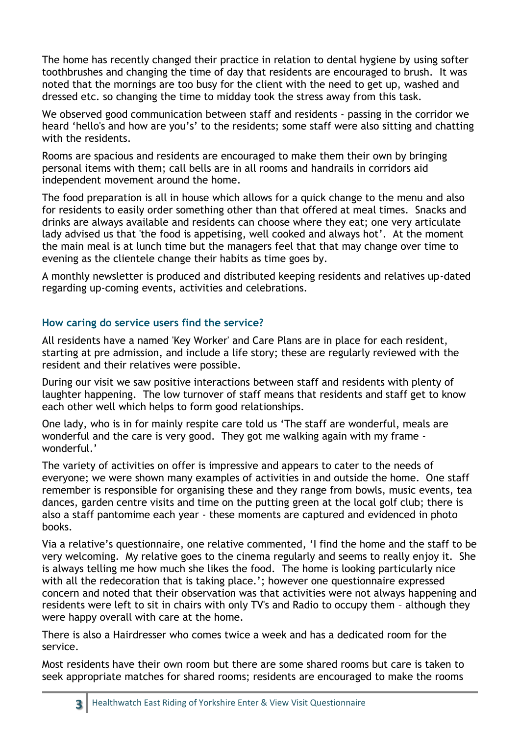The home has recently changed their practice in relation to dental hygiene by using softer toothbrushes and changing the time of day that residents are encouraged to brush. It was noted that the mornings are too busy for the client with the need to get up, washed and dressed etc. so changing the time to midday took the stress away from this task.

We observed good communication between staff and residents - passing in the corridor we heard 'hello's and how are you's' to the residents; some staff were also sitting and chatting with the residents.

Rooms are spacious and residents are encouraged to make them their own by bringing personal items with them; call bells are in all rooms and handrails in corridors aid independent movement around the home.

The food preparation is all in house which allows for a quick change to the menu and also for residents to easily order something other than that offered at meal times. Snacks and drinks are always available and residents can choose where they eat; one very articulate lady advised us that 'the food is appetising, well cooked and always hot'. At the moment the main meal is at lunch time but the managers feel that that may change over time to evening as the clientele change their habits as time goes by.

A monthly newsletter is produced and distributed keeping residents and relatives up-dated regarding up-coming events, activities and celebrations.

### How caring do service users find the service?

All residents have a named 'Key Worker' and Care Plans are in place for each resident, starting at pre admission, and include a life story; these are regularly reviewed with the resident and their relatives were possible.

During our visit we saw positive interactions between staff and residents with plenty of laughter happening. The low turnover of staff means that residents and staff get to know each other well which helps to form good relationships.

One lady, who is in for mainly respite care told us 'The staff are wonderful, meals are wonderful and the care is very good. They got me walking again with my frame - wonderful.'

The variety of activities on offer is impressive and appears to cater to the needs of everyone; we were shown many examples of activities in and outside the home. One staff remember is responsible for organising these and they range from bowls, music events, tea dances, garden centre visits and time on the putting green at the local golf club; there is also a staff pantomime each year - these moments are captured and evidenced in photo books.

Via a relative's questionnaire, one relative commented, 'I find the home and the staff to be very welcoming. My relative goes to the cinema regularly and seems to really enjoy it. She is always telling me how much she likes the food. The home is looking particularly nice with all the redecoration that is taking place.'; however one questionnaire expressed concern and noted that their observation was that activities were not always happening and residents were left to sit in chairs with only TV's and Radio to occupy them – although they were happy overall with care at the home.

There is also a Hairdresser who comes twice a week and has a dedicated room for the service.

Most residents have their own room but there are some shared rooms but care is taken to seek appropriate matches for shared rooms; residents are encouraged to make the rooms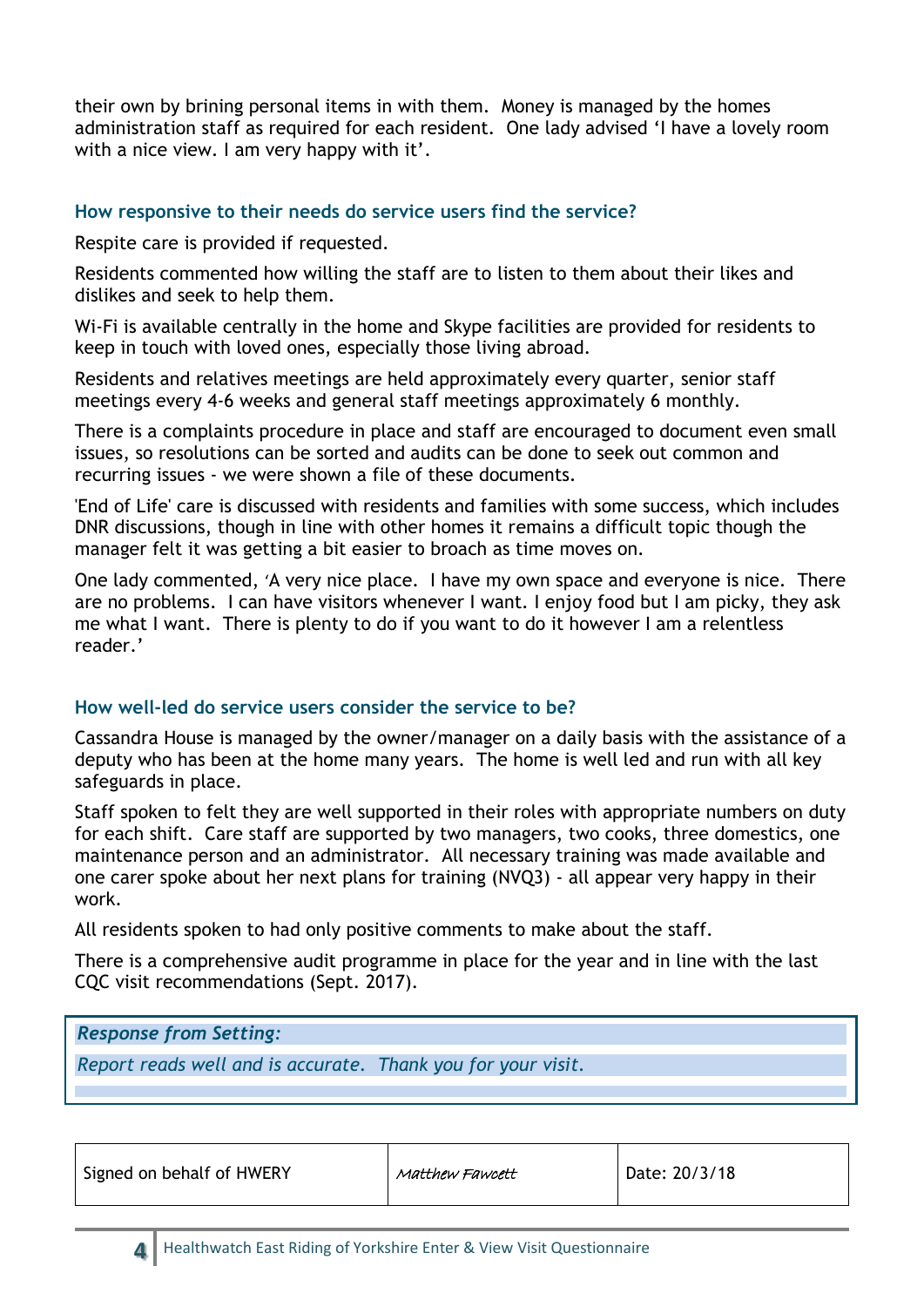their own by brining personal items in with them. Money is managed by the homes administration staff as required for each resident. One lady advised 'I have a lovely room with a nice view. I am very happy with it'.

### How responsive to their needs do service users find the service?

Respite care is provided if requested.

Residents commented how willing the staff are to listen to them about their likes and dislikes and seek to help them.

Wi-Fi is available centrally in the home and Skype facilities are provided for residents to keep in touch with loved ones, especially those living abroad.

Residents and relatives meetings are held approximately every quarter, senior staff meetings every 4-6 weeks and general staff meetings approximately 6 monthly.

There is a complaints procedure in place and staff are encouraged to document even small issues, so resolutions can be sorted and audits can be done to seek out common and recurring issues - we were shown a file of these documents.

'End of Life' care is discussed with residents and families with some success, which includes DNR discussions, though in line with other homes it remains a difficult topic though the manager felt it was getting a bit easier to broach as time moves on.

One lady commented, 'A very nice place. I have my own space and everyone is nice. There are no problems. I can have visitors whenever I want. I enjoy food but I am picky, they ask me what I want. There is plenty to do if you want to do it however I am a relentless reader.'

### How well-led do service users consider the service to be?

Cassandra House is managed by the owner/manager on a daily basis with the assistance of a deputy who has been at the home many years. The home is well led and run with all key safeguards in place.

Staff spoken to felt they are well supported in their roles with appropriate numbers on duty for each shift. Care staff are supported by two managers, two cooks, three domestics, one maintenance person and an administrator. All necessary training was made available and one carer spoke about her next plans for training (NVQ3) - all appear very happy in their work.

All residents spoken to had only positive comments to make about the staff.

There is a comprehensive audit programme in place for the year and in line with the last CQC visit recommendations (Sept. 2017).

***Response from Setting:***

*Report reads well and is accurate. Thank you for your visit.*

| | | |
|---|---|---|
| Signed on behalf of HWERY | Matthew Fawcett | Date: 20/3/18 |